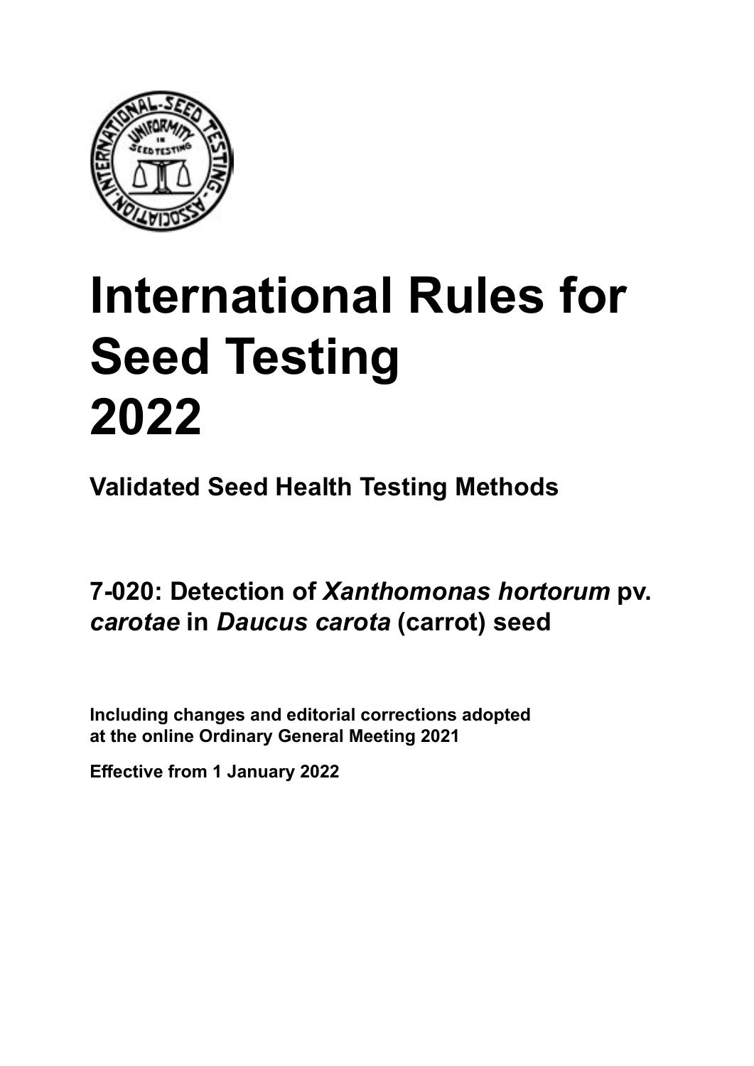# International Rules for Seed Testing 2022

**Validated Seed Health Testing Methods**

## 7-020: Detection of *Xanthomonas hortorum* pv. *carotae* in *Daucus carota* (carrot) seed

**Including changes and editorial corrections adopted at the online Ordinary General Meeting 2021**

**Effective from 1 January 2022**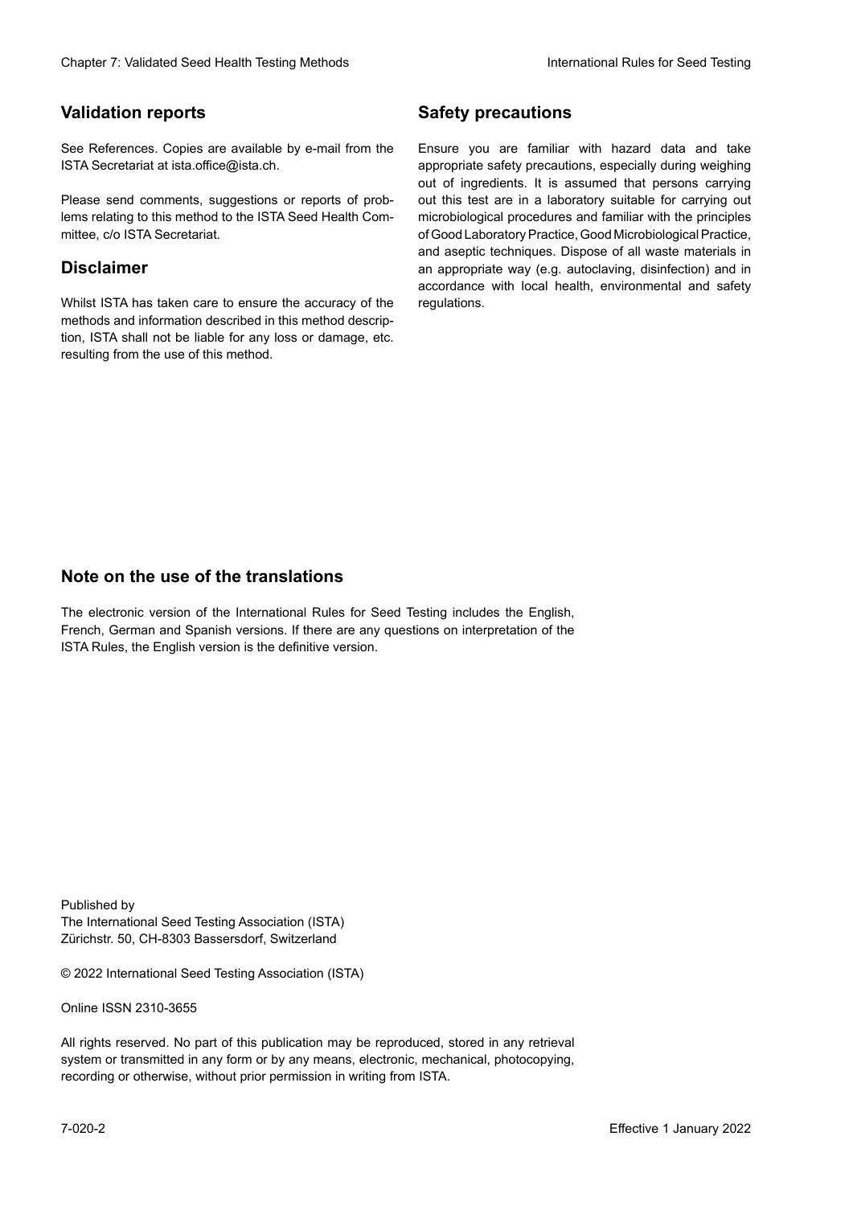## Validation reports

See References. Copies are available by e-mail from the ISTA Secretariat at ista.office@ista.ch.

Please send comments, suggestions or reports of problems relating to this method to the ISTA Seed Health Committee, c/o ISTA Secretariat.

## Disclaimer

Whilst ISTA has taken care to ensure the accuracy of the methods and information described in this method description, ISTA shall not be liable for any loss or damage, etc. resulting from the use of this method.

## Safety precautions

Ensure you are familiar with hazard data and take appropriate safety precautions, especially during weighing out of ingredients. It is assumed that persons carrying out this test are in a laboratory suitable for carrying out microbiological procedures and familiar with the principles of Good Laboratory Practice, Good Microbiological Practice, and aseptic techniques. Dispose of all waste materials in an appropriate way (e.g. autoclaving, disinfection) and in accordance with local health, environmental and safety regulations.

## Note on the use of the translations

The electronic version of the International Rules for Seed Testing includes the English, French, German and Spanish versions. If there are any questions on interpretation of the ISTA Rules, the English version is the definitive version.

Published by
The International Seed Testing Association (ISTA)
Zürichstr. 50, CH-8303 Bassersdorf, Switzerland

© 2022 International Seed Testing Association (ISTA)

Online ISSN 2310-3655

All rights reserved. No part of this publication may be reproduced, stored in any retrieval system or transmitted in any form or by any means, electronic, mechanical, photocopying, recording or otherwise, without prior permission in writing from ISTA.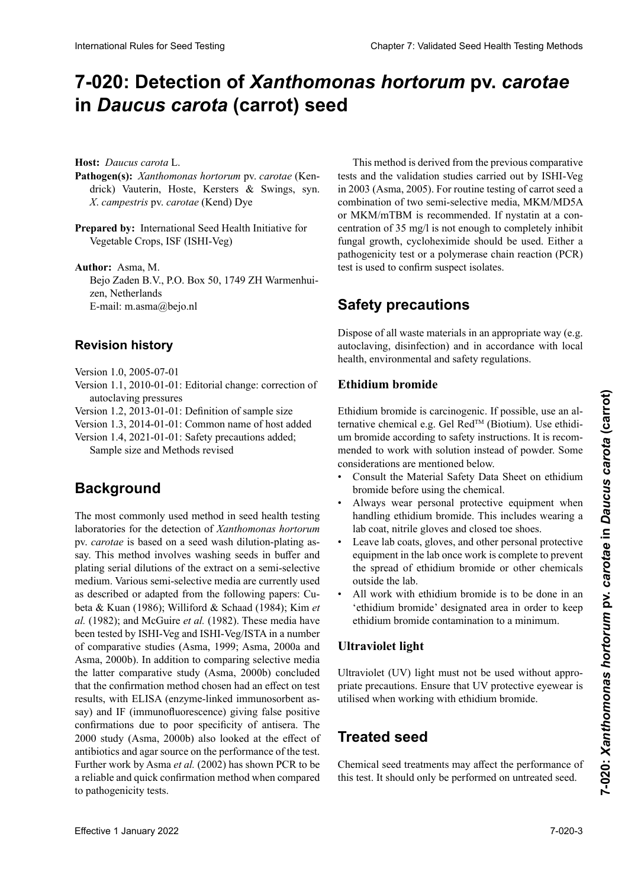# 7-020: Detection of *Xanthomonas hortorum* pv. *carotae* in *Daucus carota* (carrot) seed

**Host:** *Daucus carota* L.

**Pathogen(s):** *Xanthomonas hortorum* pv. *carotae* (Kendrick) Vauterin, Hoste, Kersters & Swings, syn. *X. campestris* pv. *carotae* (Kend) Dye

**Prepared by:** International Seed Health Initiative for Vegetable Crops, ISF (ISHI-Veg)

**Author:** Asma, M.
Bejo Zaden B.V., P.O. Box 50, 1749 ZH Warmenhuizen, Netherlands
E-mail: m.asma@bejo.nl

## Revision history

Version 1.0, 2005-07-01
Version 1.1, 2010-01-01: Editorial change: correction of autoclaving pressures
Version 1.2, 2013-01-01: Definition of sample size
Version 1.3, 2014-01-01: Common name of host added
Version 1.4, 2021-01-01: Safety precautions added; Sample size and Methods revised

## Background

The most commonly used method in seed health testing laboratories for the detection of *Xanthomonas hortorum* pv. *carotae* is based on a seed wash dilution-plating assay. This method involves washing seeds in buffer and plating serial dilutions of the extract on a semi-selective medium. Various semi-selective media are currently used as described or adapted from the following papers: Cubeta & Kuan (1986); Williford & Schaad (1984); Kim *et al.* (1982); and McGuire *et al.* (1982). These media have been tested by ISHI-Veg and ISHI-Veg/ISTA in a number of comparative studies (Asma, 1999; Asma, 2000a and Asma, 2000b). In addition to comparing selective media the latter comparative study (Asma, 2000b) concluded that the confirmation method chosen had an effect on test results, with ELISA (enzyme-linked immunosorbent assay) and IF (immunofluorescence) giving false positive confirmations due to poor specificity of antisera. The 2000 study (Asma, 2000b) also looked at the effect of antibiotics and agar source on the performance of the test. Further work by Asma *et al.* (2002) has shown PCR to be a reliable and quick confirmation method when compared to pathogenicity tests.

This method is derived from the previous comparative tests and the validation studies carried out by ISHI-Veg in 2003 (Asma, 2005). For routine testing of carrot seed a combination of two semi-selective media, MKM/MD5A or MKM/mTBM is recommended. If nystatin at a concentration of 35 mg/l is not enough to completely inhibit fungal growth, cycloheximide should be used. Either a pathogenicity test or a polymerase chain reaction (PCR) test is used to confirm suspect isolates.

## Safety precautions

Dispose of all waste materials in an appropriate way (e.g. autoclaving, disinfection) and in accordance with local health, environmental and safety regulations.

### Ethidium bromide

Ethidium bromide is carcinogenic. If possible, use an alternative chemical e.g. Gel Red™ (Biotium). Use ethidium bromide according to safety instructions. It is recommended to work with solution instead of powder. Some considerations are mentioned below.

- Consult the Material Safety Data Sheet on ethidium bromide before using the chemical.
- Always wear personal protective equipment when handling ethidium bromide. This includes wearing a lab coat, nitrile gloves and closed toe shoes.
- Leave lab coats, gloves, and other personal protective equipment in the lab once work is complete to prevent the spread of ethidium bromide or other chemicals outside the lab.
- All work with ethidium bromide is to be done in an 'ethidium bromide' designated area in order to keep ethidium bromide contamination to a minimum.

### Ultraviolet light

Ultraviolet (UV) light must not be used without appropriate precautions. Ensure that UV protective eyewear is utilised when working with ethidium bromide.

## Treated seed

Chemical seed treatments may affect the performance of this test. It should only be performed on untreated seed.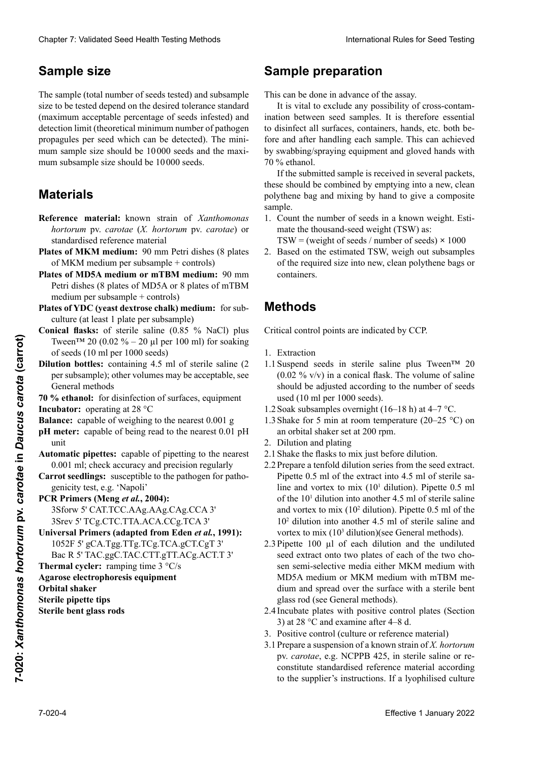## Sample size

The sample (total number of seeds tested) and subsample size to be tested depend on the desired tolerance standard (maximum acceptable percentage of seeds infested) and detection limit (theoretical minimum number of pathogen propagules per seed which can be detected). The minimum sample size should be 10 000 seeds and the maximum subsample size should be 10 000 seeds.

## Materials

**Reference material:** known strain of *Xanthomonas hortorum* pv. *carotae* (*X. hortorum* pv. *carotae*) or standardised reference material

**Plates of MKM medium:** 90 mm Petri dishes (8 plates of MKM medium per subsample + controls)

**Plates of MD5A medium or mTBM medium:** 90 mm Petri dishes (8 plates of MD5A or 8 plates of mTBM medium per subsample + controls)

**Plates of YDC (yeast dextrose chalk) medium:** for subculture (at least 1 plate per subsample)

**Conical flasks:** of sterile saline (0.85 % NaCl) plus Tween™ 20 (0.02 % – 20 µl per 100 ml) for soaking of seeds (10 ml per 1000 seeds)

**Dilution bottles:** containing 4.5 ml of sterile saline (2 per subsample); other volumes may be acceptable, see General methods

**70 % ethanol:** for disinfection of surfaces, equipment

**Incubator:** operating at 28 °C

**Balance:** capable of weighing to the nearest 0.001 g

**pH meter:** capable of being read to the nearest 0.01 pH unit

**Automatic pipettes:** capable of pipetting to the nearest 0.001 ml; check accuracy and precision regularly

**Carrot seedlings:** susceptible to the pathogen for pathogenicity test, e.g. 'Napoli'

**PCR Primers (Meng *et al.*, 2004):**
3Sforw 5' CAT.TCC.AAg.AAg.CAg.CCA 3'
3Srev 5' TCg.CTC.TTA.ACA.CCg.TCA 3'

**Universal Primers (adapted from Eden *et al.*, 1991):**
1052F 5' gCA.Tgg.TTg.TCg.TCA.gCT.CgT 3'
Bac R 5' TAC.ggC.TAC.CTT.gTT.ACg.ACT.T 3'

**Thermal cycler:** ramping time 3 °C/s

**Agarose electrophoresis equipment**

**Orbital shaker**

**Sterile pipette tips**

**Sterile bent glass rods**

## Sample preparation

This can be done in advance of the assay.

It is vital to exclude any possibility of cross-contamination between seed samples. It is therefore essential to disinfect all surfaces, containers, hands, etc. both before and after handling each sample. This can achieved by swabbing/spraying equipment and gloved hands with 70 % ethanol.

If the submitted sample is received in several packets, these should be combined by emptying into a new, clean polythene bag and mixing by hand to give a composite sample.

1. Count the number of seeds in a known weight. Estimate the thousand-seed weight (TSW) as:
   TSW = (weight of seeds / number of seeds) × 1000
2. Based on the estimated TSW, weigh out subsamples of the required size into new, clean polythene bags or containers.

## Methods

Critical control points are indicated by CCP.

1. Extraction

1.1 Suspend seeds in sterile saline plus Tween™ 20 (0.02 % v/v) in a conical flask. The volume of saline should be adjusted according to the number of seeds used (10 ml per 1000 seeds).

1.2 Soak subsamples overnight (16–18 h) at 4–7 °C.

1.3 Shake for 5 min at room temperature (20–25 °C) on an orbital shaker set at 200 rpm.

2. Dilution and plating

2.1 Shake the flasks to mix just before dilution.

2.2 Prepare a tenfold dilution series from the seed extract. Pipette 0.5 ml of the extract into 4.5 ml of sterile saline and vortex to mix ($10^1$ dilution). Pipette 0.5 ml of the $10^1$ dilution into another 4.5 ml of sterile saline and vortex to mix ($10^2$ dilution). Pipette 0.5 ml of the $10^2$ dilution into another 4.5 ml of sterile saline and vortex to mix ($10^3$ dilution)(see General methods).

2.3 Pipette 100 µl of each dilution and the undiluted seed extract onto two plates of each of the two chosen semi-selective media either MKM medium with MD5A medium or MKM medium with mTBM medium and spread over the surface with a sterile bent glass rod (see General methods).

2.4 Incubate plates with positive control plates (Section 3) at 28 °C and examine after 4–8 d.

3. Positive control (culture or reference material)

3.1 Prepare a suspension of a known strain of *X. hortorum* pv. *carotae*, e.g. NCPPB 425, in sterile saline or reconstitute standardised reference material according to the supplier's instructions. If a lyophilised culture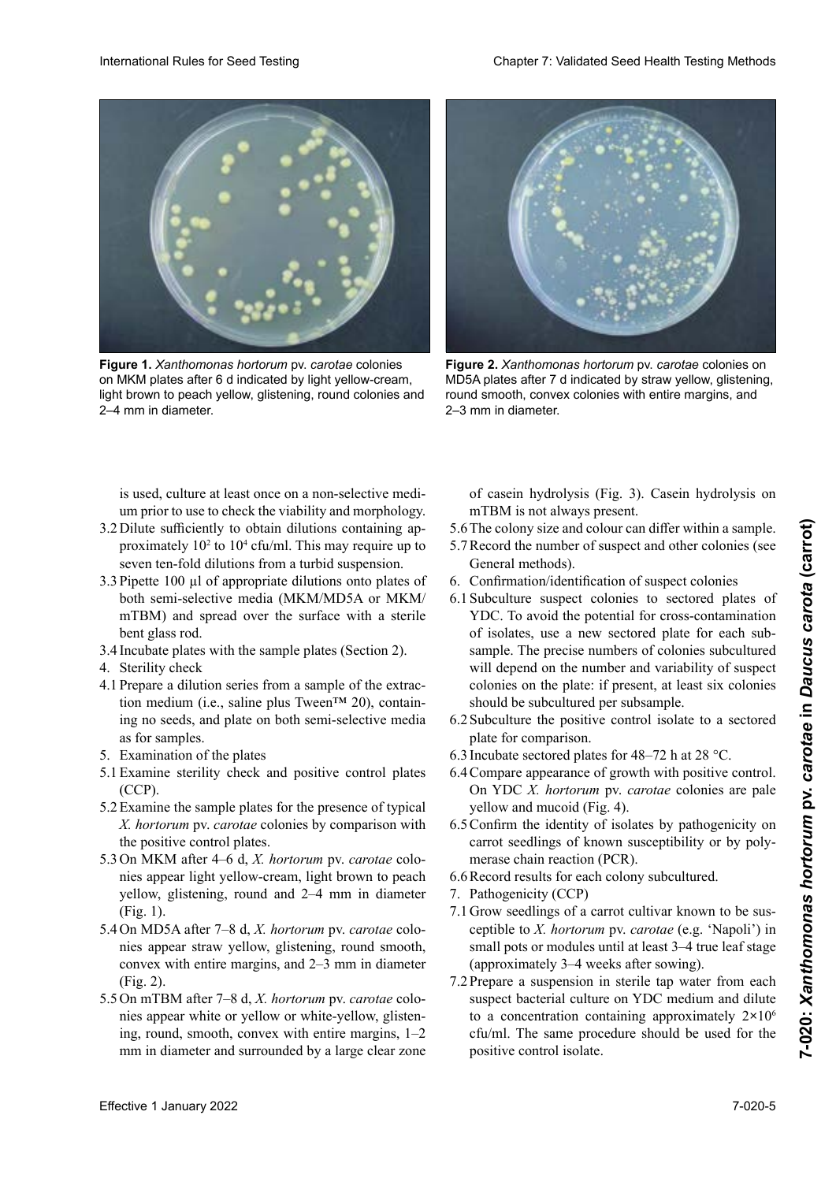**Figure 1.** *Xanthomonas hortorum* pv. *carotae* colonies on MKM plates after 6 d indicated by light yellow-cream, light brown to peach yellow, glistening, round colonies and 2–4 mm in diameter.

**Figure 2.** *Xanthomonas hortorum* pv. *carotae* colonies on MD5A plates after 7 d indicated by straw yellow, glistening, round smooth, convex colonies with entire margins, and 2–3 mm in diameter.

is used, culture at least once on a non-selective medium prior to use to check the viability and morphology.

3.2 Dilute sufficiently to obtain dilutions containing approximately $10^2$ to $10^4$ cfu/ml. This may require up to seven ten-fold dilutions from a turbid suspension.

3.3 Pipette 100 µl of appropriate dilutions onto plates of both semi-selective media (MKM/MD5A or MKM/mTBM) and spread over the surface with a sterile bent glass rod.

3.4 Incubate plates with the sample plates (Section 2).

4. Sterility check

4.1 Prepare a dilution series from a sample of the extraction medium (i.e., saline plus Tween™ 20), containing no seeds, and plate on both semi-selective media as for samples.

5. Examination of the plates

5.1 Examine sterility check and positive control plates (CCP).

5.2 Examine the sample plates for the presence of typical *X. hortorum* pv. *carotae* colonies by comparison with the positive control plates.

5.3 On MKM after 4–6 d, *X. hortorum* pv. *carotae* colonies appear light yellow-cream, light brown to peach yellow, glistening, round and 2–4 mm in diameter (Fig. 1).

5.4 On MD5A after 7–8 d, *X. hortorum* pv. *carotae* colonies appear straw yellow, glistening, round smooth, convex with entire margins, and 2–3 mm in diameter (Fig. 2).

5.5 On mTBM after 7–8 d, *X. hortorum* pv. *carotae* colonies appear white or yellow or white-yellow, glistening, round, smooth, convex with entire margins, 1–2 mm in diameter and surrounded by a large clear zone of casein hydrolysis (Fig. 3). Casein hydrolysis on mTBM is not always present.

5.6 The colony size and colour can differ within a sample.

5.7 Record the number of suspect and other colonies (see General methods).

6. Confirmation/identification of suspect colonies

6.1 Subculture suspect colonies to sectored plates of YDC. To avoid the potential for cross-contamination of isolates, use a new sectored plate for each subsample. The precise numbers of colonies subcultured will depend on the number and variability of suspect colonies on the plate: if present, at least six colonies should be subcultured per subsample.

6.2 Subculture the positive control isolate to a sectored plate for comparison.

6.3 Incubate sectored plates for 48–72 h at 28 °C.

6.4 Compare appearance of growth with positive control. On YDC *X. hortorum* pv. *carotae* colonies are pale yellow and mucoid (Fig. 4).

6.5 Confirm the identity of isolates by pathogenicity on carrot seedlings of known susceptibility or by polymerase chain reaction (PCR).

6.6 Record results for each colony subcultured.

7. Pathogenicity (CCP)

7.1 Grow seedlings of a carrot cultivar known to be susceptible to *X. hortorum* pv. *carotae* (e.g. 'Napoli') in small pots or modules until at least 3–4 true leaf stage (approximately 3–4 weeks after sowing).

7.2 Prepare a suspension in sterile tap water from each suspect bacterial culture on YDC medium and dilute to a concentration containing approximately $2 \times 10^6$ cfu/ml. The same procedure should be used for the positive control isolate.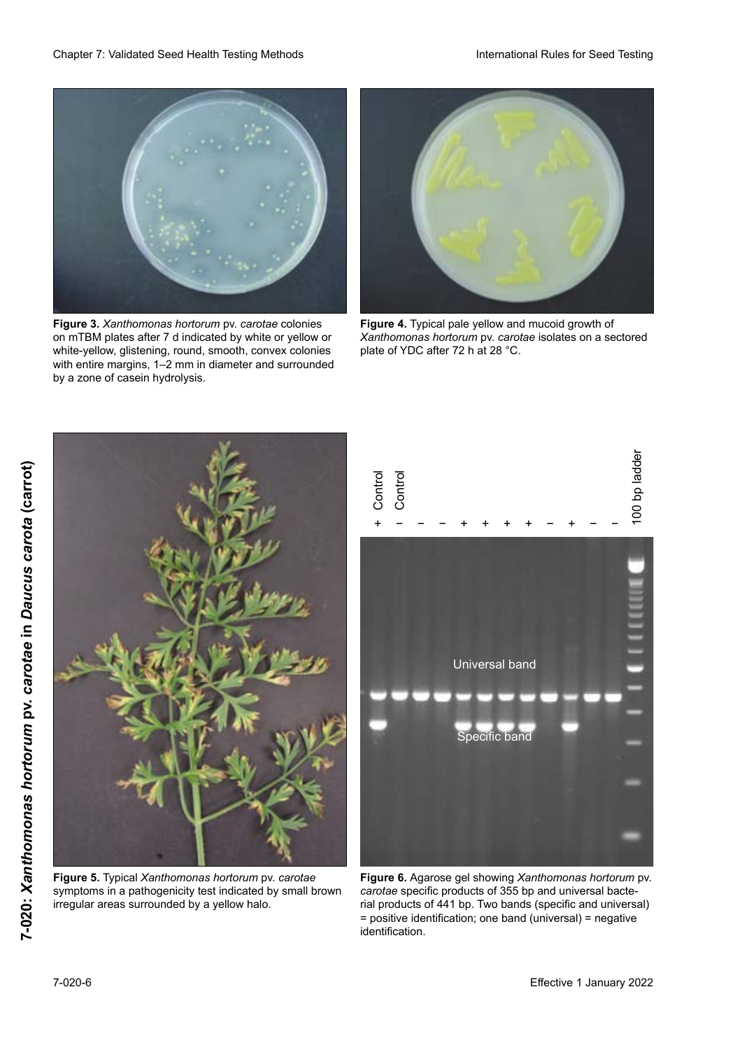**Figure 3.** *Xanthomonas hortorum* pv. *carotae* colonies on mTBM plates after 7 d indicated by white or yellow or white-yellow, glistening, round, smooth, convex colonies with entire margins, 1–2 mm in diameter and surrounded by a zone of casein hydrolysis.

**Figure 4.** Typical pale yellow and mucoid growth of *Xanthomonas hortorum* pv. *carotae* isolates on a sectored plate of YDC after 72 h at 28 °C.

**Figure 5.** Typical *Xanthomonas hortorum* pv. *carotae* symptoms in a pathogenicity test indicated by small brown irregular areas surrounded by a yellow halo.

**Figure 6.** Agarose gel showing *Xanthomonas hortorum* pv. *carotae* specific products of 355 bp and universal bacterial products of 441 bp. Two bands (specific and universal) = positive identification; one band (universal) = negative identification.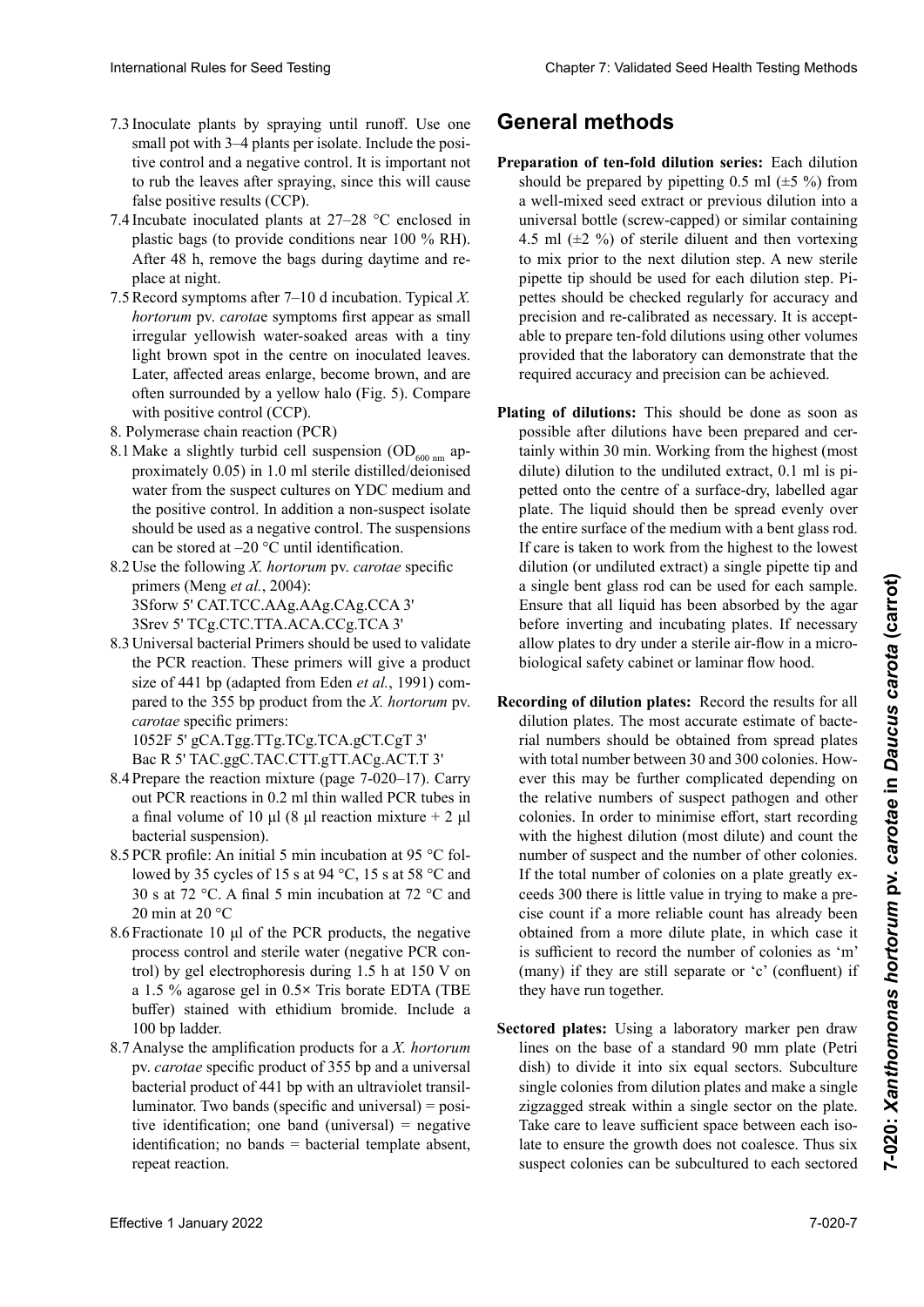7.3 Inoculate plants by spraying until runoff. Use one small pot with 3–4 plants per isolate. Include the positive control and a negative control. It is important not to rub the leaves after spraying, since this will cause false positive results (CCP).

7.4 Incubate inoculated plants at 27–28 °C enclosed in plastic bags (to provide conditions near 100 % RH). After 48 h, remove the bags during daytime and replace at night.

7.5 Record symptoms after 7–10 d incubation. Typical *X. hortorum* pv. *carota*e symptoms first appear as small irregular yellowish water-soaked areas with a tiny light brown spot in the centre on inoculated leaves. Later, affected areas enlarge, become brown, and are often surrounded by a yellow halo (Fig. 5). Compare with positive control (CCP).

8. Polymerase chain reaction (PCR)

8.1 Make a slightly turbid cell suspension ($OD_{600\ nm}$ approximately 0.05) in 1.0 ml sterile distilled/deionised water from the suspect cultures on YDC medium and the positive control. In addition a non-suspect isolate should be used as a negative control. The suspensions can be stored at –20 °C until identification.

8.2 Use the following *X. hortorum* pv. *carotae* specific primers (Meng *et al.*, 2004):
3Sforw 5' CAT.TCC.AAg.AAg.CAg.CCA 3'
3Srev 5' TCg.CTC.TTA.ACA.CCg.TCA 3'

8.3 Universal bacterial Primers should be used to validate the PCR reaction. These primers will give a product size of 441 bp (adapted from Eden *et al.*, 1991) compared to the 355 bp product from the *X. hortorum* pv. *carotae* specific primers:
1052F 5' gCA.Tgg.TTg.TCg.TCA.gCT.CgT 3'
Bac R 5' TAC.ggC.TAC.CTT.gTT.ACg.ACT.T 3'

8.4 Prepare the reaction mixture (page 7-020–17). Carry out PCR reactions in 0.2 ml thin walled PCR tubes in a final volume of 10 µl (8 µl reaction mixture + 2 µl bacterial suspension).

8.5 PCR profile: An initial 5 min incubation at 95 °C followed by 35 cycles of 15 s at 94 °C, 15 s at 58 °C and 30 s at 72 °C. A final 5 min incubation at 72 °C and 20 min at 20 °C

8.6 Fractionate 10 µl of the PCR products, the negative process control and sterile water (negative PCR control) by gel electrophoresis during 1.5 h at 150 V on a 1.5 % agarose gel in 0.5× Tris borate EDTA (TBE buffer) stained with ethidium bromide. Include a 100 bp ladder.

8.7 Analyse the amplification products for a *X. hortorum* pv. *carotae* specific product of 355 bp and a universal bacterial product of 441 bp with an ultraviolet transilluminator. Two bands (specific and universal) = positive identification; one band (universal) = negative identification; no bands = bacterial template absent, repeat reaction.

## General methods

**Preparation of ten-fold dilution series:** Each dilution should be prepared by pipetting 0.5 ml (±5 %) from a well-mixed seed extract or previous dilution into a universal bottle (screw-capped) or similar containing 4.5 ml (±2 %) of sterile diluent and then vortexing to mix prior to the next dilution step. A new sterile pipette tip should be used for each dilution step. Pipettes should be checked regularly for accuracy and precision and re-calibrated as necessary. It is acceptable to prepare ten-fold dilutions using other volumes provided that the laboratory can demonstrate that the required accuracy and precision can be achieved.

**Plating of dilutions:** This should be done as soon as possible after dilutions have been prepared and certainly within 30 min. Working from the highest (most dilute) dilution to the undiluted extract, 0.1 ml is pipetted onto the centre of a surface-dry, labelled agar plate. The liquid should then be spread evenly over the entire surface of the medium with a bent glass rod. If care is taken to work from the highest to the lowest dilution (or undiluted extract) a single pipette tip and a single bent glass rod can be used for each sample. Ensure that all liquid has been absorbed by the agar before inverting and incubating plates. If necessary allow plates to dry under a sterile air-flow in a microbiological safety cabinet or laminar flow hood.

**Recording of dilution plates:** Record the results for all dilution plates. The most accurate estimate of bacterial numbers should be obtained from spread plates with total number between 30 and 300 colonies. However this may be further complicated depending on the relative numbers of suspect pathogen and other colonies. In order to minimise effort, start recording with the highest dilution (most dilute) and count the number of suspect and the number of other colonies. If the total number of colonies on a plate greatly exceeds 300 there is little value in trying to make a precise count if a more reliable count has already been obtained from a more dilute plate, in which case it is sufficient to record the number of colonies as 'm' (many) if they are still separate or 'c' (confluent) if they have run together.

**Sectored plates:** Using a laboratory marker pen draw lines on the base of a standard 90 mm plate (Petri dish) to divide it into six equal sectors. Subculture single colonies from dilution plates and make a single zigzagged streak within a single sector on the plate. Take care to leave sufficient space between each isolate to ensure the growth does not coalesce. Thus six suspect colonies can be subcultured to each sectored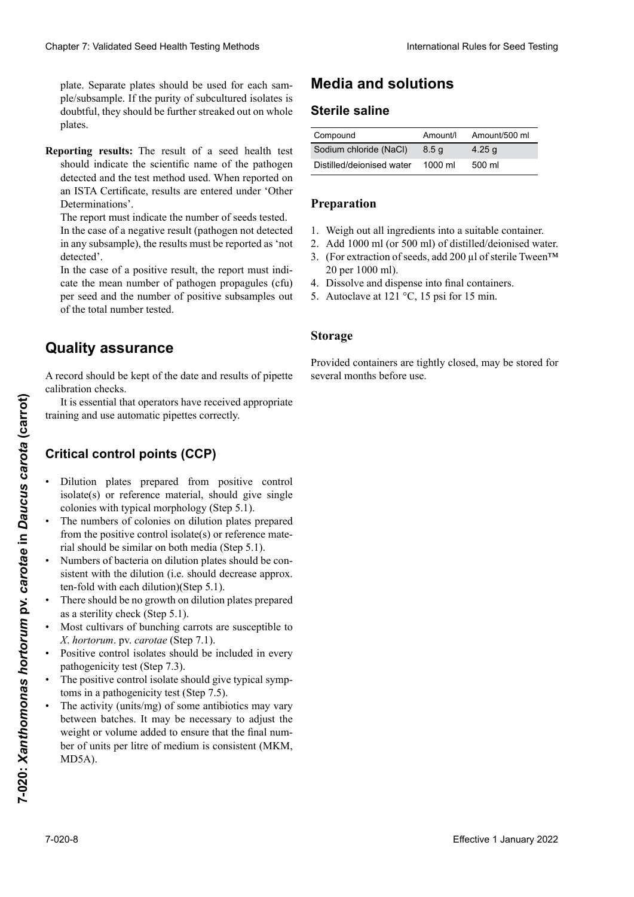plate. Separate plates should be used for each sample/subsample. If the purity of subcultured isolates is doubtful, they should be further streaked out on whole plates.

**Reporting results:** The result of a seed health test should indicate the scientific name of the pathogen detected and the test method used. When reported on an ISTA Certificate, results are entered under 'Other Determinations'.

The report must indicate the number of seeds tested.

In the case of a negative result (pathogen not detected in any subsample), the results must be reported as 'not detected'.

In the case of a positive result, the report must indicate the mean number of pathogen propagules (cfu) per seed and the number of positive subsamples out of the total number tested.

## Quality assurance

A record should be kept of the date and results of pipette calibration checks.

It is essential that operators have received appropriate training and use automatic pipettes correctly.

### Critical control points (CCP)

- Dilution plates prepared from positive control isolate(s) or reference material, should give single colonies with typical morphology (Step 5.1).
- The numbers of colonies on dilution plates prepared from the positive control isolate(s) or reference material should be similar on both media (Step 5.1).
- Numbers of bacteria on dilution plates should be consistent with the dilution (i.e. should decrease approx. ten-fold with each dilution)(Step 5.1).
- There should be no growth on dilution plates prepared as a sterility check (Step 5.1).
- Most cultivars of bunching carrots are susceptible to *X. hortorum*. pv. *carotae* (Step 7.1).
- Positive control isolates should be included in every pathogenicity test (Step 7.3).
- The positive control isolate should give typical symptoms in a pathogenicity test (Step 7.5).
- The activity (units/mg) of some antibiotics may vary between batches. It may be necessary to adjust the weight or volume added to ensure that the final number of units per litre of medium is consistent (MKM, MD5A).

## Media and solutions

### Sterile saline

| Compound | Amount/l | Amount/500 ml |
|---|---|---|
| Sodium chloride (NaCl) | 8.5 g | 4.25 g |
| Distilled/deionised water | 1000 ml | 500 ml |

#### Preparation

1. Weigh out all ingredients into a suitable container.
2. Add 1000 ml (or 500 ml) of distilled/deionised water.
3. (For extraction of seeds, add 200 µl of sterile Tween™ 20 per 1000 ml).
4. Dissolve and dispense into final containers.
5. Autoclave at 121 °C, 15 psi for 15 min.

#### Storage

Provided containers are tightly closed, may be stored for several months before use.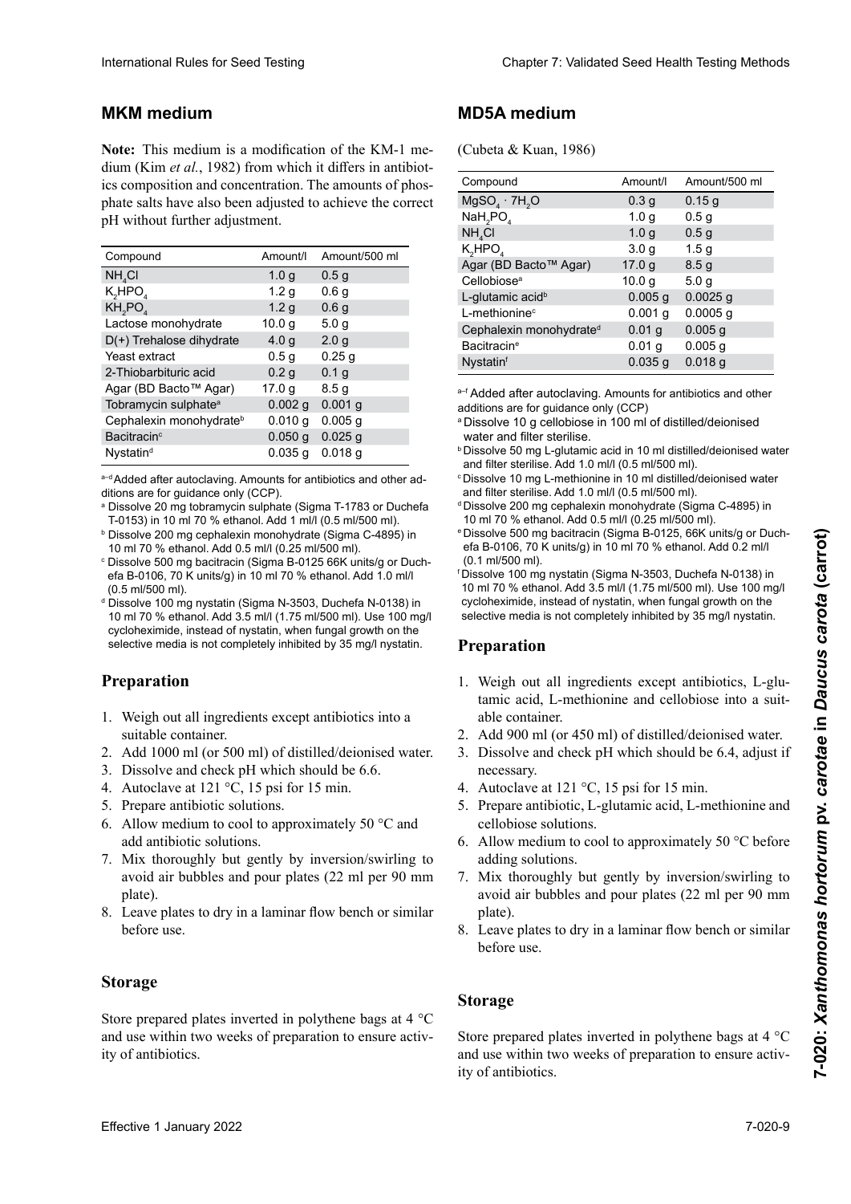## MKM medium

**Note:** This medium is a modification of the KM-1 medium (Kim *et al.*, 1982) from which it differs in antibiotics composition and concentration. The amounts of phosphate salts have also been adjusted to achieve the correct pH without further adjustment.

| Compound | Amount/l | Amount/500 ml |
|---|---|---|
| $NH_4Cl$ | 1.0 g | 0.5 g |
| $K_2HPO_4$ | 1.2 g | 0.6 g |
| $KH_2PO_4$ | 1.2 g | 0.6 g |
| Lactose monohydrate | 10.0 g | 5.0 g |
| D(+) Trehalose dihydrate | 4.0 g | 2.0 g |
| Yeast extract | 0.5 g | 0.25 g |
| 2-Thiobarbituric acid | 0.2 g | 0.1 g |
| Agar (BD Bacto™ Agar) | 17.0 g | 8.5 g |
| Tobramycin sulphate[a] | 0.002 g | 0.001 g |
| Cephalexin monohydrate[b] | 0.010 g | 0.005 g |
| Bacitracin[c] | 0.050 g | 0.025 g |
| Nystatin[d] | 0.035 g | 0.018 g |

[a–d] Added after autoclaving. Amounts for antibiotics and other additions are for guidance only (CCP).

[a] Dissolve 20 mg tobramycin sulphate (Sigma T-1783 or Duchefa T-0153) in 10 ml 70 % ethanol. Add 1 ml/l (0.5 ml/500 ml).

[b] Dissolve 200 mg cephalexin monohydrate (Sigma C-4895) in 10 ml 70 % ethanol. Add 0.5 ml/l (0.25 ml/500 ml).

[c] Dissolve 500 mg bacitracin (Sigma B-0125 66K units/g or Duchefa B-0106, 70 K units/g) in 10 ml 70 % ethanol. Add 1.0 ml/l (0.5 ml/500 ml).

[d] Dissolve 100 mg nystatin (Sigma N-3503, Duchefa N-0138) in 10 ml 70 % ethanol. Add 3.5 ml/l (1.75 ml/500 ml). Use 100 mg/l cycloheximide, instead of nystatin, when fungal growth on the selective media is not completely inhibited by 35 mg/l nystatin.

### Preparation

1. Weigh out all ingredients except antibiotics into a suitable container.
2. Add 1000 ml (or 500 ml) of distilled/deionised water.
3. Dissolve and check pH which should be 6.6.
4. Autoclave at 121 °C, 15 psi for 15 min.
5. Prepare antibiotic solutions.
6. Allow medium to cool to approximately 50 °C and add antibiotic solutions.
7. Mix thoroughly but gently by inversion/swirling to avoid air bubbles and pour plates (22 ml per 90 mm plate).
8. Leave plates to dry in a laminar flow bench or similar before use.

### Storage

Store prepared plates inverted in polythene bags at 4 °C and use within two weeks of preparation to ensure activity of antibiotics.

## MD5A medium

(Cubeta & Kuan, 1986)

| Compound | Amount/l | Amount/500 ml |
|---|---|---|
| $MgSO_4 \cdot 7H_2O$ | 0.3 g | 0.15 g |
| $NaH_2PO_4$ | 1.0 g | 0.5 g |
| $NH_4Cl$ | 1.0 g | 0.5 g |
| $K_2HPO_4$ | 3.0 g | 1.5 g |
| Agar (BD Bacto™ Agar) | 17.0 g | 8.5 g |
| Cellobiose[a] | 10.0 g | 5.0 g |
| L-glutamic acid[b] | 0.005 g | 0.0025 g |
| L-methionine[c] | 0.001 g | 0.0005 g |
| Cephalexin monohydrate[d] | 0.01 g | 0.005 g |
| Bacitracin[e] | 0.01 g | 0.005 g |
| Nystatin[f] | 0.035 g | 0.018 g |

[a–f] Added after autoclaving. Amounts for antibiotics and other additions are for guidance only (CCP)

[a] Dissolve 10 g cellobiose in 100 ml of distilled/deionised water and filter sterilise.

[b] Dissolve 50 mg L-glutamic acid in 10 ml distilled/deionised water and filter sterilise. Add 1.0 ml/l (0.5 ml/500 ml).

[c] Dissolve 10 mg L-methionine in 10 ml distilled/deionised water and filter sterilise. Add 1.0 ml/l (0.5 ml/500 ml).

[d] Dissolve 200 mg cephalexin monohydrate (Sigma C-4895) in 10 ml 70 % ethanol. Add 0.5 ml/l (0.25 ml/500 ml).

[e] Dissolve 500 mg bacitracin (Sigma B-0125, 66K units/g or Duchefa B-0106, 70 K units/g) in 10 ml 70 % ethanol. Add 0.2 ml/l (0.1 ml/500 ml).

[f] Dissolve 100 mg nystatin (Sigma N-3503, Duchefa N-0138) in 10 ml 70 % ethanol. Add 3.5 ml/l (1.75 ml/500 ml). Use 100 mg/l cycloheximide, instead of nystatin, when fungal growth on the selective media is not completely inhibited by 35 mg/l nystatin.

### Preparation

1. Weigh out all ingredients except antibiotics, L-glutamic acid, L-methionine and cellobiose into a suitable container.
2. Add 900 ml (or 450 ml) of distilled/deionised water.
3. Dissolve and check pH which should be 6.4, adjust if necessary.
4. Autoclave at 121 °C, 15 psi for 15 min.
5. Prepare antibiotic, L-glutamic acid, L-methionine and cellobiose solutions.
6. Allow medium to cool to approximately 50 °C before adding solutions.
7. Mix thoroughly but gently by inversion/swirling to avoid air bubbles and pour plates (22 ml per 90 mm plate).
8. Leave plates to dry in a laminar flow bench or similar before use.

### Storage

Store prepared plates inverted in polythene bags at 4 °C and use within two weeks of preparation to ensure activity of antibiotics.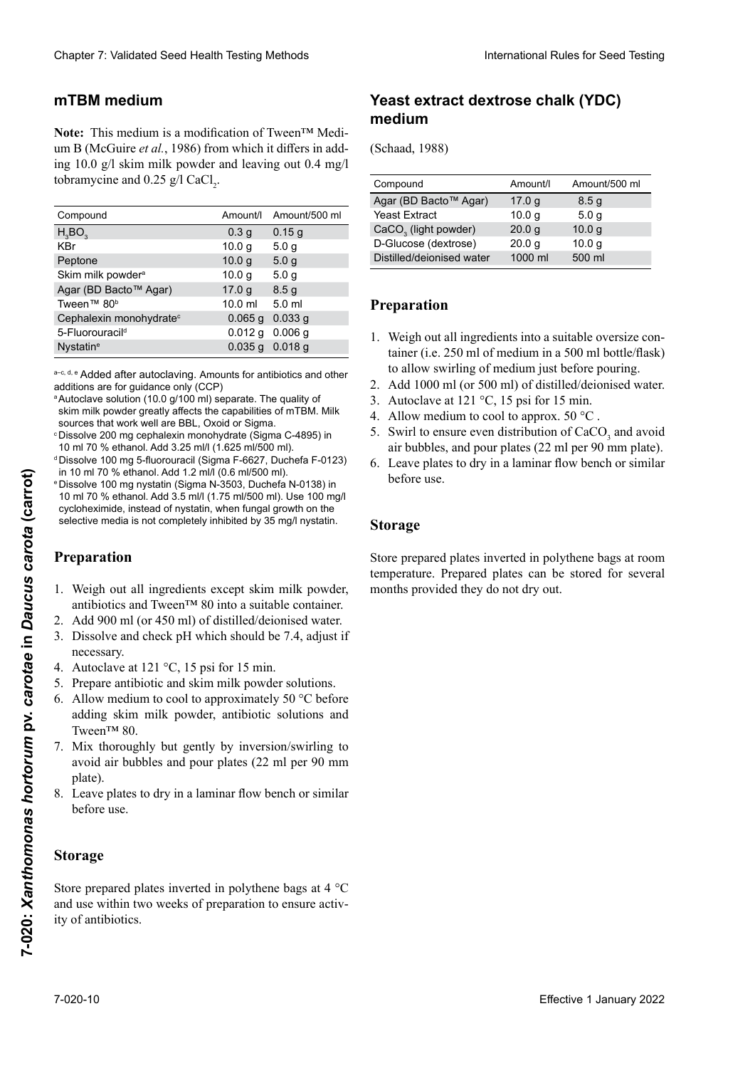## mTBM medium

**Note:** This medium is a modification of Tween™ Medium B (McGuire *et al.*, 1986) from which it differs in adding 10.0 g/l skim milk powder and leaving out 0.4 mg/l tobramycine and 0.25 g/l $CaCl_2$.

| Compound | Amount/l | Amount/500 ml |
|---|---|---|
| $H_3BO_3$ | 0.3 g | 0.15 g |
| KBr | 10.0 g | 5.0 g |
| Peptone | 10.0 g | 5.0 g |
| Skim milk powder[a] | 10.0 g | 5.0 g |
| Agar (BD Bacto™ Agar) | 17.0 g | 8.5 g |
| Tween™ 80[b] | 10.0 ml | 5.0 ml |
| Cephalexin monohydrate[c] | 0.065 g | 0.033 g |
| 5-Fluorouracil[d] | 0.012 g | 0.006 g |
| Nystatin[e] | 0.035 g | 0.018 g |

[a–c, d, e] Added after autoclaving. Amounts for antibiotics and other additions are for guidance only (CCP)

[a] Autoclave solution (10.0 g/100 ml) separate. The quality of skim milk powder greatly affects the capabilities of mTBM. Milk sources that work well are BBL, Oxoid or Sigma.

[c] Dissolve 200 mg cephalexin monohydrate (Sigma C-4895) in 10 ml 70 % ethanol. Add 3.25 ml/l (1.625 ml/500 ml).

[d] Dissolve 100 mg 5-fluorouracil (Sigma F-6627, Duchefa F-0123) in 10 ml 70 % ethanol. Add 1.2 ml/l (0.6 ml/500 ml).

[e] Dissolve 100 mg nystatin (Sigma N-3503, Duchefa N-0138) in 10 ml 70 % ethanol. Add 3.5 ml/l (1.75 ml/500 ml). Use 100 mg/l cycloheximide, instead of nystatin, when fungal growth on the selective media is not completely inhibited by 35 mg/l nystatin.

### Preparation

1. Weigh out all ingredients except skim milk powder, antibiotics and Tween™ 80 into a suitable container.
2. Add 900 ml (or 450 ml) of distilled/deionised water.
3. Dissolve and check pH which should be 7.4, adjust if necessary.
4. Autoclave at 121 °C, 15 psi for 15 min.
5. Prepare antibiotic and skim milk powder solutions.
6. Allow medium to cool to approximately 50 °C before adding skim milk powder, antibiotic solutions and Tween™ 80.
7. Mix thoroughly but gently by inversion/swirling to avoid air bubbles and pour plates (22 ml per 90 mm plate).
8. Leave plates to dry in a laminar flow bench or similar before use.

### Storage

Store prepared plates inverted in polythene bags at 4 °C and use within two weeks of preparation to ensure activity of antibiotics.

## Yeast extract dextrose chalk (YDC) medium

(Schaad, 1988)

| Compound | Amount/l | Amount/500 ml |
|---|---|---|
| Agar (BD Bacto™ Agar) | 17.0 g | 8.5 g |
| Yeast Extract | 10.0 g | 5.0 g |
| $CaCO_3$ (light powder) | 20.0 g | 10.0 g |
| D-Glucose (dextrose) | 20.0 g | 10.0 g |
| Distilled/deionised water | 1000 ml | 500 ml |

### Preparation

1. Weigh out all ingredients into a suitable oversize container (i.e. 250 ml of medium in a 500 ml bottle/flask) to allow swirling of medium just before pouring.
2. Add 1000 ml (or 500 ml) of distilled/deionised water.
3. Autoclave at 121 °C, 15 psi for 15 min.
4. Allow medium to cool to approx. 50 °C .
5. Swirl to ensure even distribution of $CaCO_3$ and avoid air bubbles, and pour plates (22 ml per 90 mm plate).
6. Leave plates to dry in a laminar flow bench or similar before use.

### Storage

Store prepared plates inverted in polythene bags at room temperature. Prepared plates can be stored for several months provided they do not dry out.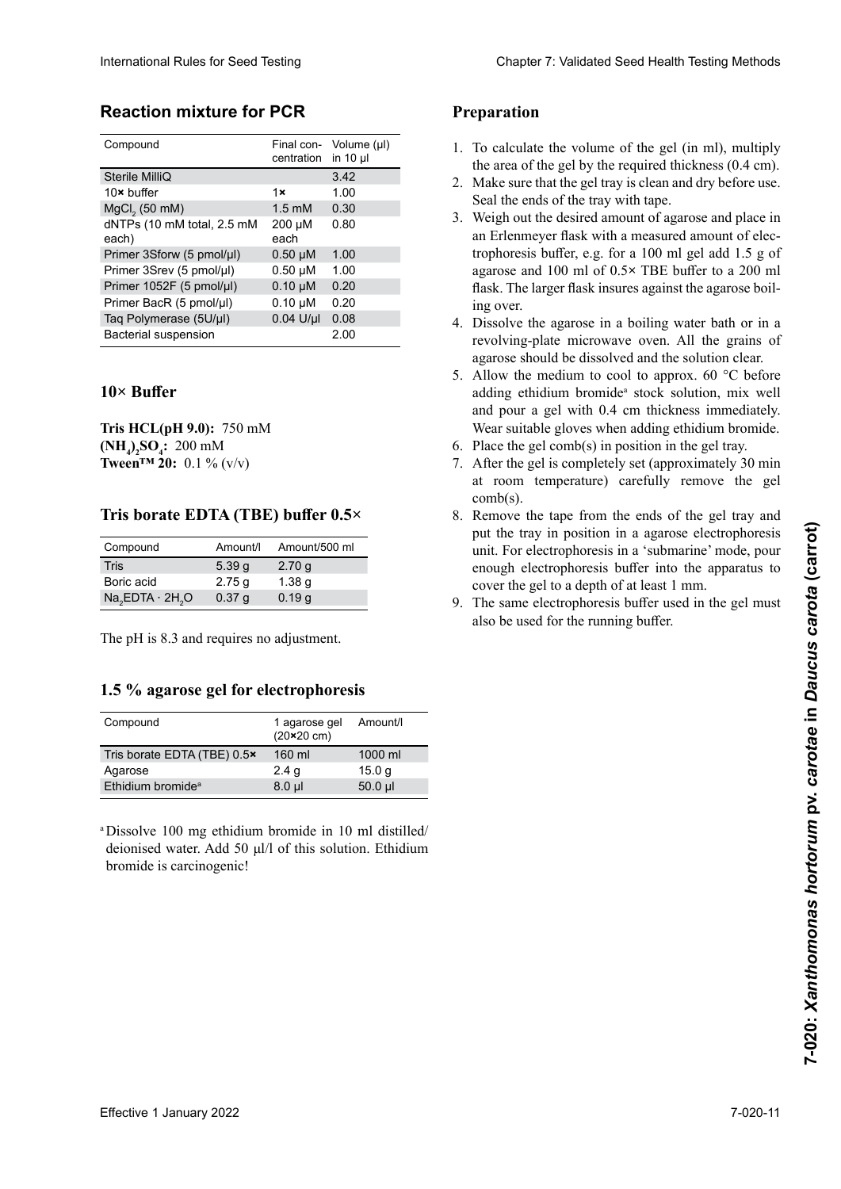## Reaction mixture for PCR

| Compound | Final concentration | Volume (µl) in 10 µl |
|---|---|---|
| Sterile MilliQ | | 3.42 |
| 10× buffer | 1× | 1.00 |
| $MgCl_2$ (50 mM) | 1.5 mM | 0.30 |
| dNTPs (10 mM total, 2.5 mM each) | 200 µM each | 0.80 |
| Primer 3Sforw (5 pmol/µl) | 0.50 µM | 1.00 |
| Primer 3Srev (5 pmol/µl) | 0.50 µM | 1.00 |
| Primer 1052F (5 pmol/µl) | 0.10 µM | 0.20 |
| Primer BacR (5 pmol/µl) | 0.10 µM | 0.20 |
| Taq Polymerase (5U/µl) | 0.04 U/µl | 0.08 |
| Bacterial suspension | | 2.00 |

## 10× Buffer

**Tris HCL(pH 9.0):** 750 mM
**$(NH_4)_2SO_4$:** 200 mM
**Tween™ 20:** 0.1 % (v/v)

## Tris borate EDTA (TBE) buffer 0.5×

| Compound | Amount/l | Amount/500 ml |
|---|---|---|
| Tris | 5.39 g | 2.70 g |
| Boric acid | 2.75 g | 1.38 g |
| $Na_2EDTA \cdot 2H_2O$ | 0.37 g | 0.19 g |

The pH is 8.3 and requires no adjustment.

## 1.5 % agarose gel for electrophoresis

| Compound | 1 agarose gel (20×20 cm) | Amount/l |
|---|---|---|
| Tris borate EDTA (TBE) 0.5× | 160 ml | 1000 ml |
| Agarose | 2.4 g | 15.0 g |
| Ethidium bromide[a] | 8.0 µl | 50.0 µl |

[a] Dissolve 100 mg ethidium bromide in 10 ml distilled/deionised water. Add 50 µl/l of this solution. Ethidium bromide is carcinogenic!

## Preparation

1. To calculate the volume of the gel (in ml), multiply the area of the gel by the required thickness (0.4 cm).
2. Make sure that the gel tray is clean and dry before use. Seal the ends of the tray with tape.
3. Weigh out the desired amount of agarose and place in an Erlenmeyer flask with a measured amount of electrophoresis buffer, e.g. for a 100 ml gel add 1.5 g of agarose and 100 ml of 0.5× TBE buffer to a 200 ml flask. The larger flask insures against the agarose boiling over.
4. Dissolve the agarose in a boiling water bath or in a revolving-plate microwave oven. All the grains of agarose should be dissolved and the solution clear.
5. Allow the medium to cool to approx. 60 °C before adding ethidium bromide[a] stock solution, mix well and pour a gel with 0.4 cm thickness immediately. Wear suitable gloves when adding ethidium bromide.
6. Place the gel comb(s) in position in the gel tray.
7. After the gel is completely set (approximately 30 min at room temperature) carefully remove the gel comb(s).
8. Remove the tape from the ends of the gel tray and put the tray in position in a agarose electrophoresis unit. For electrophoresis in a 'submarine' mode, pour enough electrophoresis buffer into the apparatus to cover the gel to a depth of at least 1 mm.
9. The same electrophoresis buffer used in the gel must also be used for the running buffer.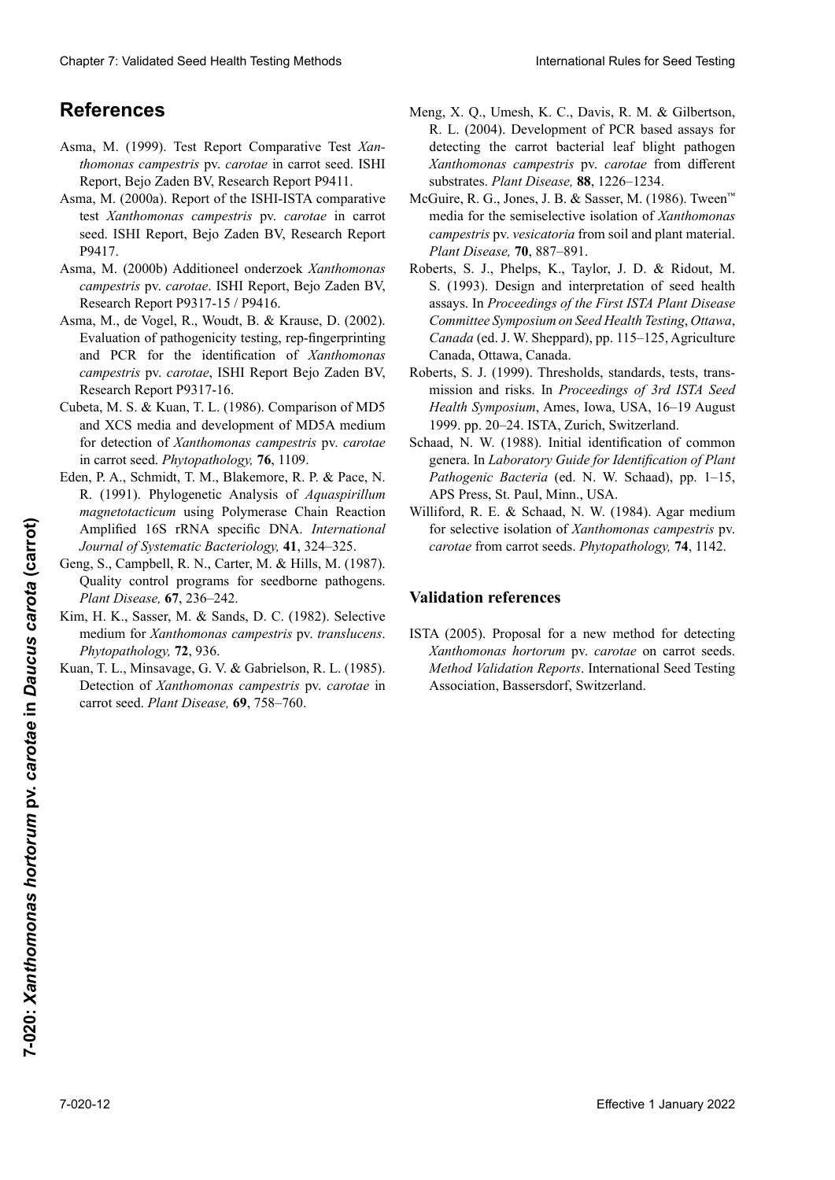# References

Asma, M. (1999). Test Report Comparative Test *Xanthomonas campestris* pv. *carotae* in carrot seed. ISHI Report, Bejo Zaden BV, Research Report P9411.

Asma, M. (2000a). Report of the ISHI-ISTA comparative test *Xanthomonas campestris* pv. *carotae* in carrot seed. ISHI Report, Bejo Zaden BV, Research Report P9417.

Asma, M. (2000b) Additioneel onderzoek *Xanthomonas campestris* pv. *carotae*. ISHI Report, Bejo Zaden BV, Research Report P9317-15 / P9416.

Asma, M., de Vogel, R., Woudt, B. & Krause, D. (2002). Evaluation of pathogenicity testing, rep-fingerprinting and PCR for the identification of *Xanthomonas campestris* pv. *carotae*, ISHI Report Bejo Zaden BV, Research Report P9317-16.

Cubeta, M. S. & Kuan, T. L. (1986). Comparison of MD5 and XCS media and development of MD5A medium for detection of *Xanthomonas campestris* pv. *carotae* in carrot seed. *Phytopathology,* **76**, 1109.

Eden, P. A., Schmidt, T. M., Blakemore, R. P. & Pace, N. R. (1991). Phylogenetic Analysis of *Aquaspirillum magnetotacticum* using Polymerase Chain Reaction Amplified 16S rRNA specific DNA. *International Journal of Systematic Bacteriology,* **41**, 324–325.

Geng, S., Campbell, R. N., Carter, M. & Hills, M. (1987). Quality control programs for seedborne pathogens. *Plant Disease,* **67**, 236–242.

Kim, H. K., Sasser, M. & Sands, D. C. (1982). Selective medium for *Xanthomonas campestris* pv. *translucens*. *Phytopathology,* **72**, 936.

Kuan, T. L., Minsavage, G. V. & Gabrielson, R. L. (1985). Detection of *Xanthomonas campestris* pv. *carotae* in carrot seed. *Plant Disease,* **69**, 758–760.

Meng, X. Q., Umesh, K. C., Davis, R. M. & Gilbertson, R. L. (2004). Development of PCR based assays for detecting the carrot bacterial leaf blight pathogen *Xanthomonas campestris* pv. *carotae* from different substrates. *Plant Disease,* **88**, 1226–1234.

McGuire, R. G., Jones, J. B. & Sasser, M. (1986). Tween™ media for the semiselective isolation of *Xanthomonas campestris* pv. *vesicatoria* from soil and plant material. *Plant Disease,* **70**, 887–891.

Roberts, S. J., Phelps, K., Taylor, J. D. & Ridout, M. S. (1993). Design and interpretation of seed health assays. In *Proceedings of the First ISTA Plant Disease Committee Symposium on Seed Health Testing*, *Ottawa*, *Canada* (ed. J. W. Sheppard), pp. 115–125, Agriculture Canada, Ottawa, Canada.

Roberts, S. J. (1999). Thresholds, standards, tests, transmission and risks. In *Proceedings of 3rd ISTA Seed Health Symposium*, Ames, Iowa, USA, 16–19 August 1999. pp. 20–24. ISTA, Zurich, Switzerland.

Schaad, N. W. (1988). Initial identification of common genera. In *Laboratory Guide for Identification of Plant Pathogenic Bacteria* (ed. N. W. Schaad), pp. 1–15, APS Press, St. Paul, Minn., USA.

Williford, R. E. & Schaad, N. W. (1984). Agar medium for selective isolation of *Xanthomonas campestris* pv. *carotae* from carrot seeds. *Phytopathology,* **74**, 1142.

## Validation references

ISTA (2005). Proposal for a new method for detecting *Xanthomonas hortorum* pv. *carotae* on carrot seeds. *Method Validation Reports*. International Seed Testing Association, Bassersdorf, Switzerland.